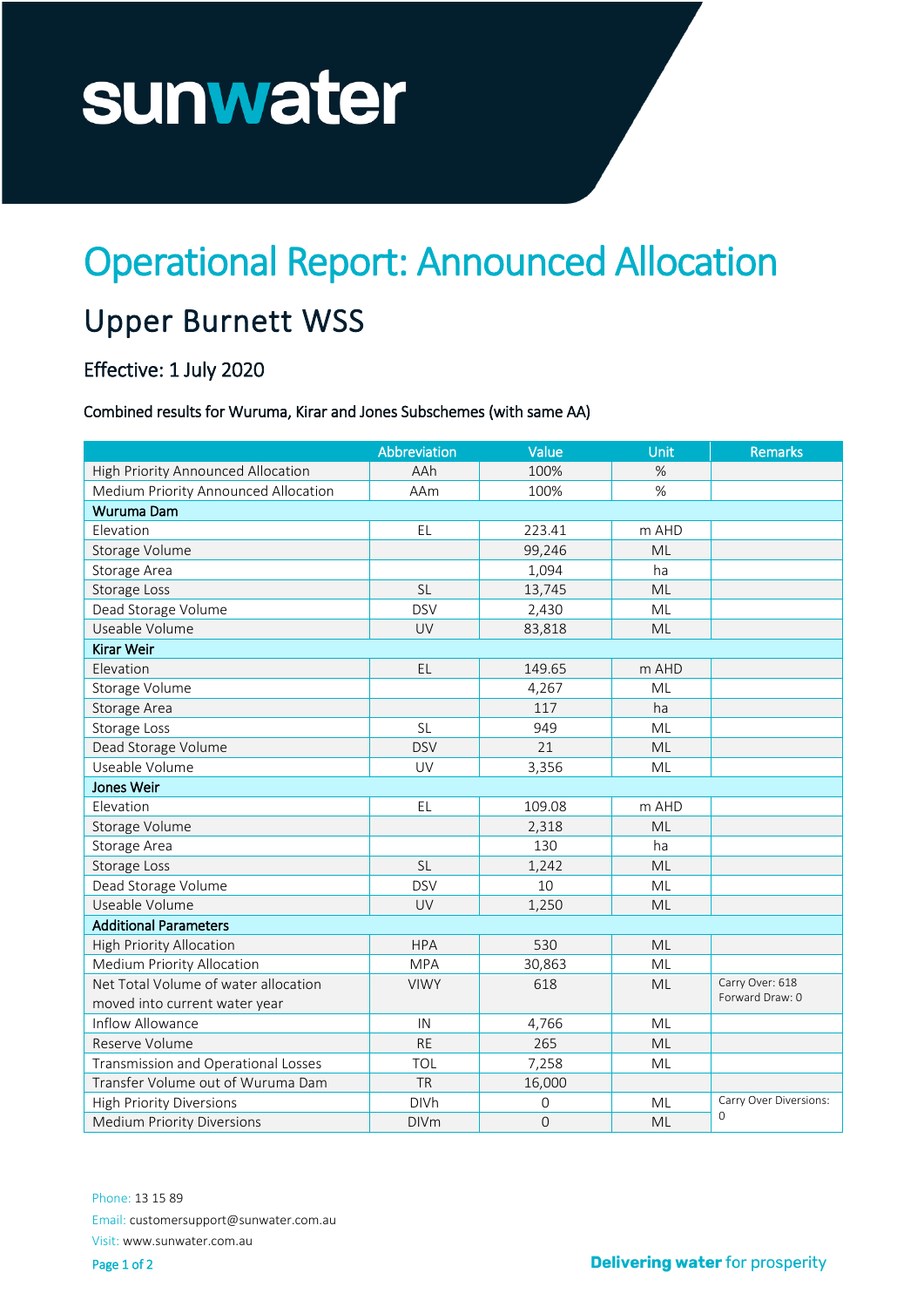sunwater

# Operational Report: Announced Allocation

## Upper Burnett WSS

### Effective: 1 July 2020

Combined results for Wuruma, Kirar and Jones Subschemes (with same AA)

| | Abbreviation | Value | Unit | Remarks |
|---|---|---|---|---|
| High Priority Announced Allocation | AAh | 100% | % | |
| Medium Priority Announced Allocation | AAm | 100% | % | |
| **Wuruma Dam** | | | | |
| Elevation | EL | 223.41 | m AHD | |
| Storage Volume | | 99,246 | ML | |
| Storage Area | | 1,094 | ha | |
| Storage Loss | SL | 13,745 | ML | |
| Dead Storage Volume | DSV | 2,430 | ML | |
| Useable Volume | UV | 83,818 | ML | |
| **Kirar Weir** | | | | |
| Elevation | EL | 149.65 | m AHD | |
| Storage Volume | | 4,267 | ML | |
| Storage Area | | 117 | ha | |
| Storage Loss | SL | 949 | ML | |
| Dead Storage Volume | DSV | 21 | ML | |
| Useable Volume | UV | 3,356 | ML | |
| **Jones Weir** | | | | |
| Elevation | EL | 109.08 | m AHD | |
| Storage Volume | | 2,318 | ML | |
| Storage Area | | 130 | ha | |
| Storage Loss | SL | 1,242 | ML | |
| Dead Storage Volume | DSV | 10 | ML | |
| Useable Volume | UV | 1,250 | ML | |
| **Additional Parameters** | | | | |
| High Priority Allocation | HPA | 530 | ML | |
| Medium Priority Allocation | MPA | 30,863 | ML | |
| Net Total Volume of water allocation moved into current water year | VIWY | 618 | ML | Carry Over: 618<br>Forward Draw: 0 |
| Inflow Allowance | IN | 4,766 | ML | |
| Reserve Volume | RE | 265 | ML | |
| Transmission and Operational Losses | TOL | 7,258 | ML | |
| Transfer Volume out of Wuruma Dam | TR | 16,000 | | |
| High Priority Diversions | DIVh | 0 | ML | Carry Over Diversions: 0 |
| Medium Priority Diversions | DIVm | 0 | ML | |

Phone: 13 15 89
Email: customersupport@sunwater.com.au
Visit: www.sunwater.com.au

**Delivering water** for prosperity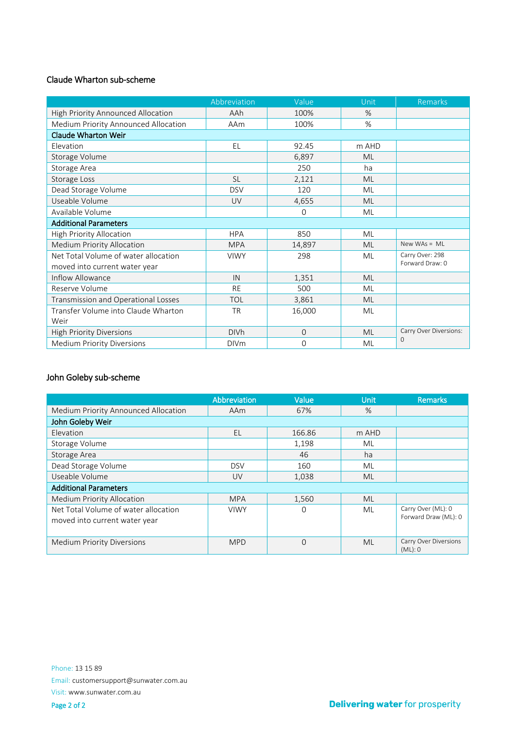### Claude Wharton sub-scheme

| | Abbreviation | Value | Unit | Remarks |
|---|---|---|---|---|
| High Priority Announced Allocation | AAh | 100% | % | |
| Medium Priority Announced Allocation | AAm | 100% | % | |
| **Claude Wharton Weir** | | | | |
| Elevation | EL | 92.45 | m AHD | |
| Storage Volume | | 6,897 | ML | |
| Storage Area | | 250 | ha | |
| Storage Loss | SL | 2,121 | ML | |
| Dead Storage Volume | DSV | 120 | ML | |
| Useable Volume | UV | 4,655 | ML | |
| Available Volume | | 0 | ML | |
| **Additional Parameters** | | | | |
| High Priority Allocation | HPA | 850 | ML | |
| Medium Priority Allocation | MPA | 14,897 | ML | New WAs = ML |
| Net Total Volume of water allocation moved into current water year | VIWY | 298 | ML | Carry Over: 298 Forward Draw: 0 |
| Inflow Allowance | IN | 1,351 | ML | |
| Reserve Volume | RE | 500 | ML | |
| Transmission and Operational Losses | TOL | 3,861 | ML | |
| Transfer Volume into Claude Wharton Weir | TR | 16,000 | ML | |
| High Priority Diversions | DIVh | 0 | ML | Carry Over Diversions: 0 |
| Medium Priority Diversions | DIVm | 0 | ML | |

### John Goleby sub-scheme

| | Abbreviation | Value | Unit | Remarks |
|---|---|---|---|---|
| Medium Priority Announced Allocation | AAm | 67% | % | |
| **John Goleby Weir** | | | | |
| Elevation | EL | 166.86 | m AHD | |
| Storage Volume | | 1,198 | ML | |
| Storage Area | | 46 | ha | |
| Dead Storage Volume | DSV | 160 | ML | |
| Useable Volume | UV | 1,038 | ML | |
| **Additional Parameters** | | | | |
| Medium Priority Allocation | MPA | 1,560 | ML | |
| Net Total Volume of water allocation moved into current water year | VIWY | 0 | ML | Carry Over (ML): 0 Forward Draw (ML): 0 |
| Medium Priority Diversions | MPD | 0 | ML | Carry Over Diversions (ML): 0 |

Phone: 13 15 89
Email: customersupport@sunwater.com.au
Visit: www.sunwater.com.au

**Delivering water** for prosperity